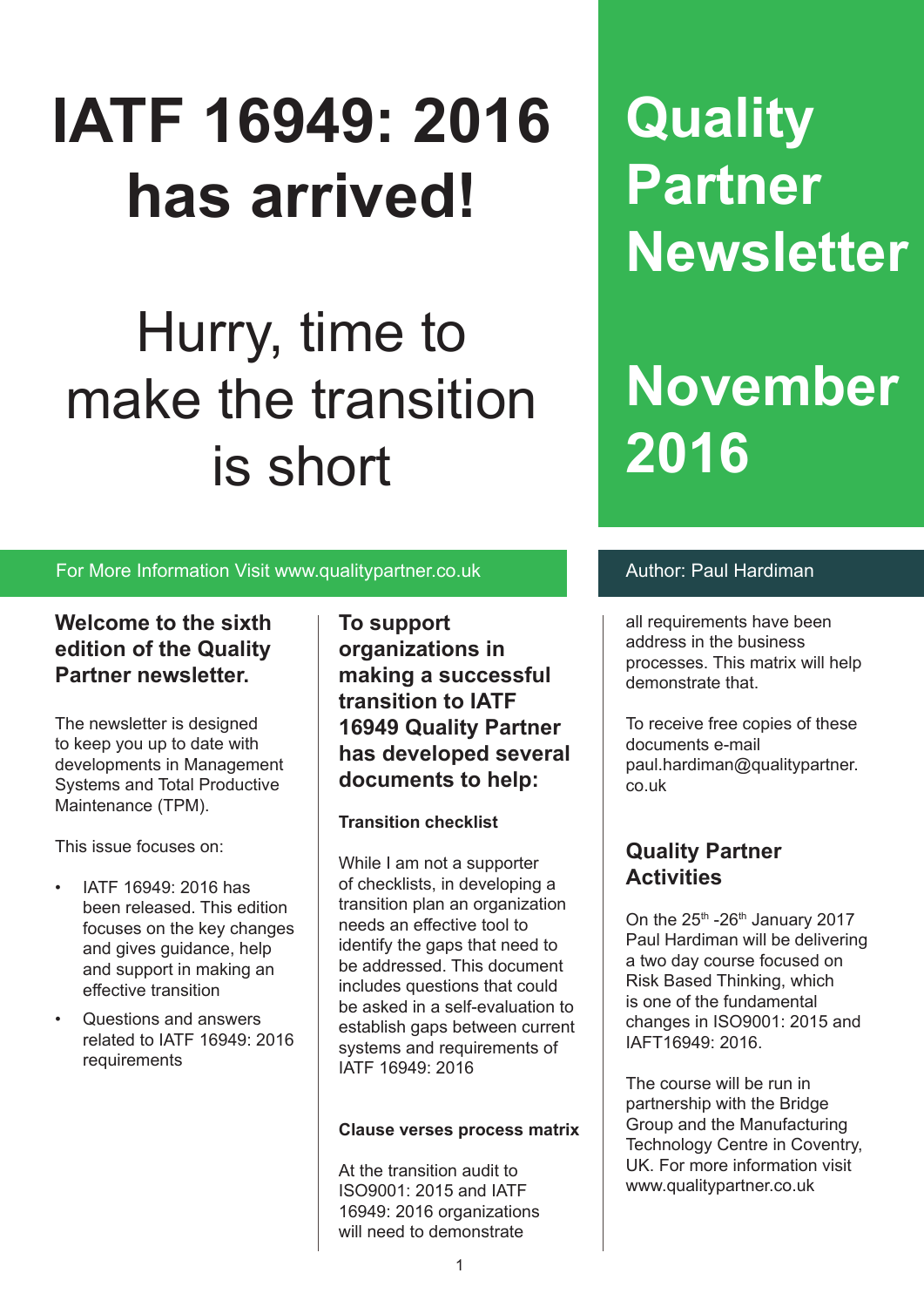# IATF 16949: 2016 has arrived!

## Hurry, time to make the transition is short

# Quality Partner Newsletter

# November 2016

For More Information Visit www.qualitypartner.co.uk

Author: Paul Hardiman

### Welcome to the sixth edition of the Quality Partner newsletter.

The newsletter is designed to keep you up to date with developments in Management Systems and Total Productive Maintenance (TPM).

This issue focuses on:

- IATF 16949: 2016 has been released. This edition focuses on the key changes and gives guidance, help and support in making an effective transition
- Questions and answers related to IATF 16949: 2016 requirements

### To support organizations in making a successful transition to IATF 16949 Quality Partner has developed several documents to help:

**Transition checklist**

While I am not a supporter of checklists, in developing a transition plan an organization needs an effective tool to identify the gaps that need to be addressed. This document includes questions that could be asked in a self-evaluation to establish gaps between current systems and requirements of IATF 16949: 2016

**Clause verses process matrix**

At the transition audit to ISO9001: 2015 and IATF 16949: 2016 organizations will need to demonstrate all requirements have been address in the business processes. This matrix will help demonstrate that.

To receive free copies of these documents e-mail paul.hardiman@qualitypartner.co.uk

### Quality Partner Activities

On the 25th -26th January 2017 Paul Hardiman will be delivering a two day course focused on Risk Based Thinking, which is one of the fundamental changes in ISO9001: 2015 and IAFT16949: 2016.

The course will be run in partnership with the Bridge Group and the Manufacturing Technology Centre in Coventry, UK. For more information visit www.qualitypartner.co.uk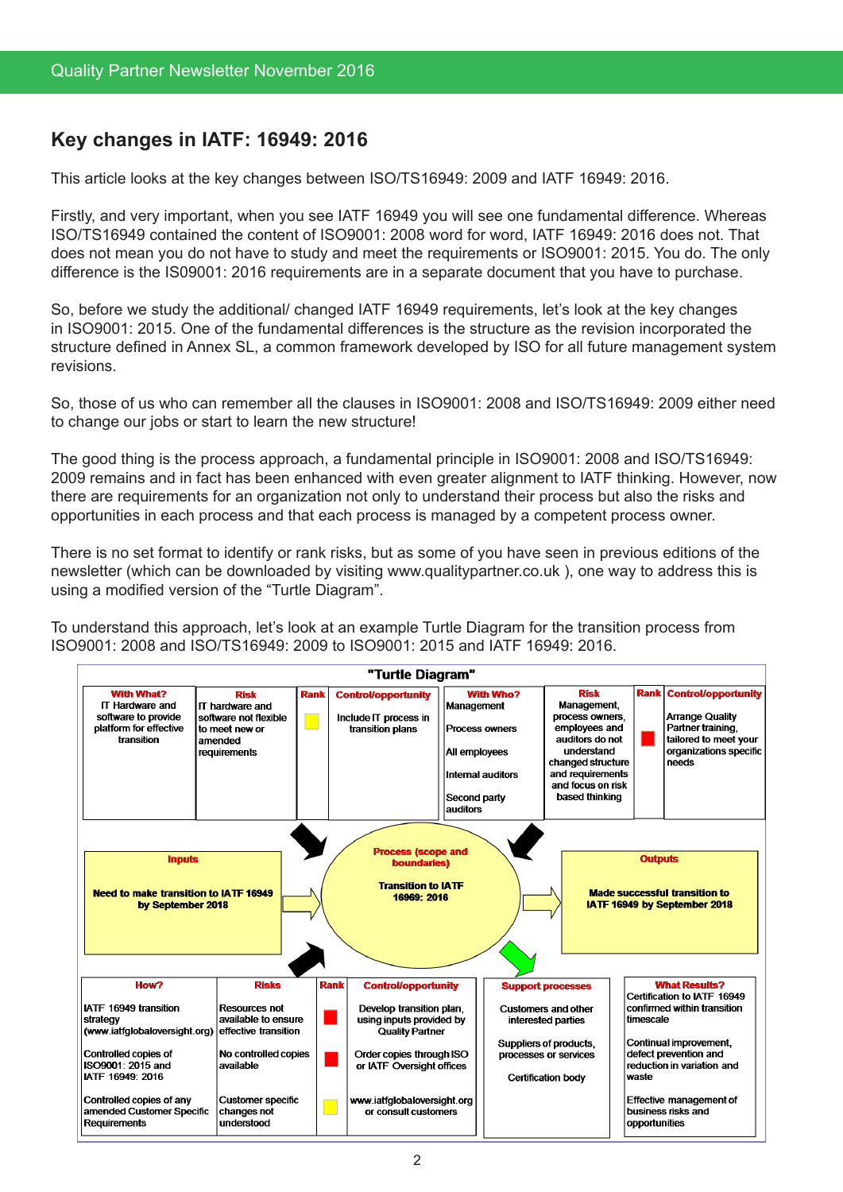## Key changes in IATF: 16949: 2016

This article looks at the key changes between ISO/TS16949: 2009 and IATF 16949: 2016.

Firstly, and very important, when you see IATF 16949 you will see one fundamental difference. Whereas ISO/TS16949 contained the content of ISO9001: 2008 word for word, IATF 16949: 2016 does not. That does not mean you do not have to study and meet the requirements or ISO9001: 2015. You do. The only difference is the IS09001: 2016 requirements are in a separate document that you have to purchase.

So, before we study the additional/ changed IATF 16949 requirements, let's look at the key changes in ISO9001: 2015. One of the fundamental differences is the structure as the revision incorporated the structure defined in Annex SL, a common framework developed by ISO for all future management system revisions.

So, those of us who can remember all the clauses in ISO9001: 2008 and ISO/TS16949: 2009 either need to change our jobs or start to learn the new structure!

The good thing is the process approach, a fundamental principle in ISO9001: 2008 and ISO/TS16949: 2009 remains and in fact has been enhanced with even greater alignment to IATF thinking. However, now there are requirements for an organization not only to understand their process but also the risks and opportunities in each process and that each process is managed by a competent process owner.

There is no set format to identify or rank risks, but as some of you have seen in previous editions of the newsletter (which can be downloaded by visiting www.qualitypartner.co.uk ), one way to address this is using a modified version of the "Turtle Diagram".

To understand this approach, let's look at an example Turtle Diagram for the transition process from ISO9001: 2008 and ISO/TS16949: 2009 to ISO9001: 2015 and IATF 16949: 2016.

**"Turtle Diagram"**

| With What? | Risk | Rank | Control/opportunity |
|---|---|---|---|
| IT Hardware and software to provide platform for effective transition | IT hardware and software not flexible to meet new or amended requirements | Yellow | Include IT process in transition plans |

| With Who? | Risk | Rank | Control/opportunity |
|---|---|---|---|
| Management<br>Process owners<br>All employees<br>Internal auditors<br>Second party auditors | Management, process owners, employees and auditors do not understand changed structure and requirements and focus on risk based thinking | Red | Arrange Quality Partner training, tailored to meet your organizations specific needs |

| Inputs | Process (scope and boundaries) | Outputs |
|---|---|---|
| Need to make transition to IATF 16949 by September 2018 | Transition to IATF 16969: 2016 | Made successful transition to IATF 16949 by September 2018 |

| How? | Risks | Rank | Control/opportunity |
|---|---|---|---|
| IATF 16949 transition strategy (www.iatfglobaloversight.org) | Resources not available to ensure effective transition | Red | Develop transition plan, using inputs provided by Quality Partner |
| Controlled copies of ISO9001: 2015 and IATF 16949: 2016 | No controlled copies available | Red | Order copies through ISO or IATF Oversight offices |
| Controlled copies of any amended Customer Specific Requirements | Customer specific changes not understood | Yellow | www.iatfglobaloversight.org or consult customers |

| Support processes |
|---|
| Customers and other interested parties |
| Suppliers of products, processes or services |
| Certification body |

| What Results? |
|---|
| Certification to IATF 16949 confirmed within transition timescale |
| Continual improvement, defect prevention and reduction in variation and waste |
| Effective management of business risks and opportunities |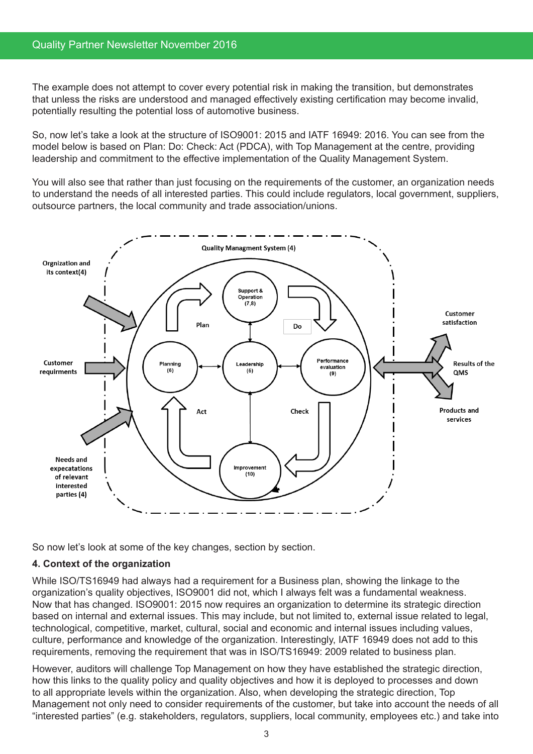The example does not attempt to cover every potential risk in making the transition, but demonstrates that unless the risks are understood and managed effectively existing certification may become invalid, potentially resulting the potential loss of automotive business.

So, now let's take a look at the structure of ISO9001: 2015 and IATF 16949: 2016. You can see from the model below is based on Plan: Do: Check: Act (PDCA), with Top Management at the centre, providing leadership and commitment to the effective implementation of the Quality Management System.

You will also see that rather than just focusing on the requirements of the customer, an organization needs to understand the needs of all interested parties. This could include regulators, local government, suppliers, outsource partners, the local community and trade association/unions.

So now let's look at some of the key changes, section by section.

**4. Context of the organization**

While ISO/TS16949 had always had a requirement for a Business plan, showing the linkage to the organization's quality objectives, ISO9001 did not, which I always felt was a fundamental weakness. Now that has changed. ISO9001: 2015 now requires an organization to determine its strategic direction based on internal and external issues. This may include, but not limited to, external issue related to legal, technological, competitive, market, cultural, social and economic and internal issues including values, culture, performance and knowledge of the organization. Interestingly, IATF 16949 does not add to this requirements, removing the requirement that was in ISO/TS16949: 2009 related to business plan.

However, auditors will challenge Top Management on how they have established the strategic direction, how this links to the quality policy and quality objectives and how it is deployed to processes and down to all appropriate levels within the organization. Also, when developing the strategic direction, Top Management not only need to consider requirements of the customer, but take into account the needs of all "interested parties" (e.g. stakeholders, regulators, suppliers, local community, employees etc.) and take into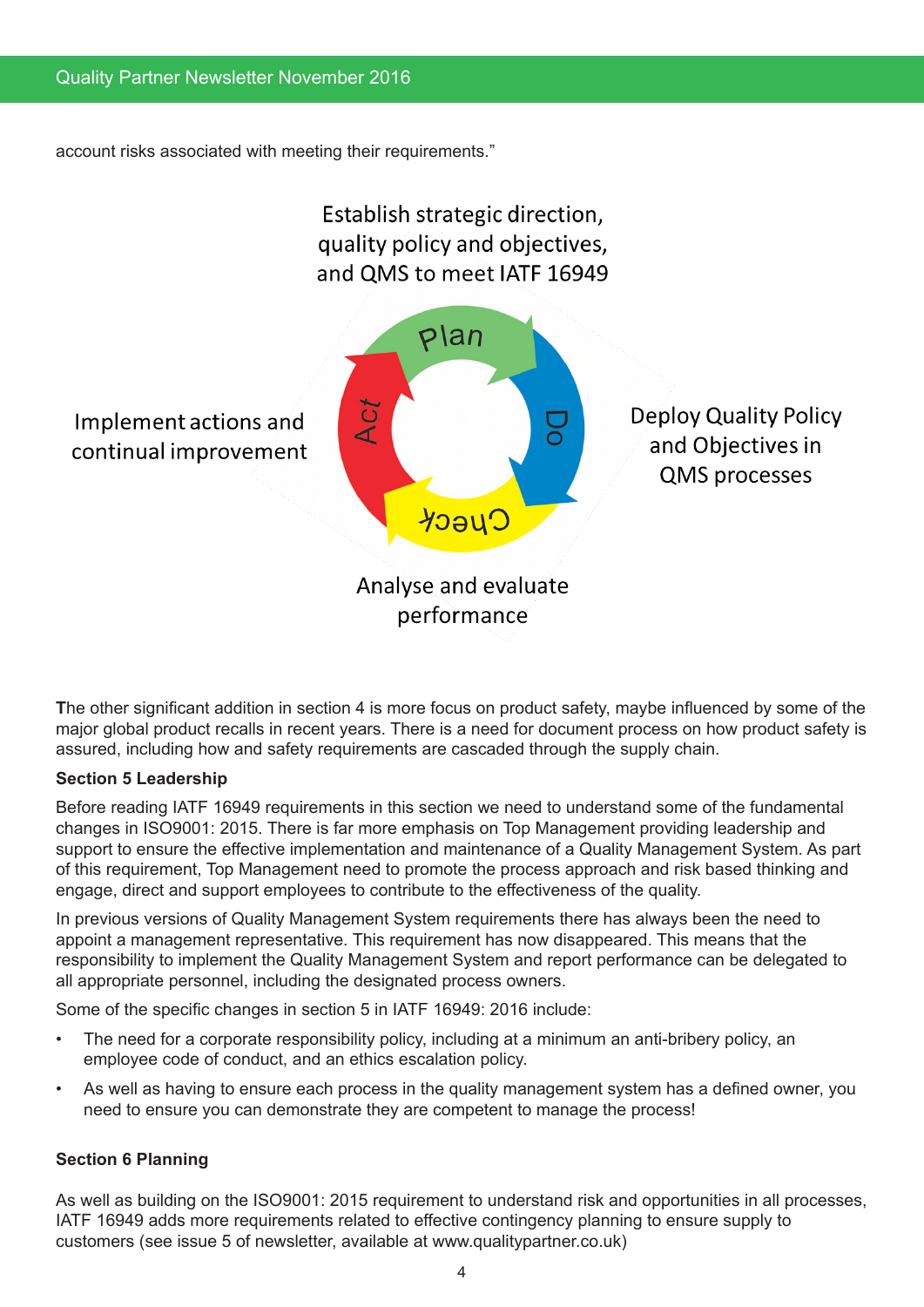account risks associated with meeting their requirements."

Establish strategic direction, quality policy and objectives, and QMS to meet IATF 16949

Plan

Do

Check

Act

Implement actions and continual improvement

Deploy Quality Policy and Objectives in QMS processes

Analyse and evaluate performance

The other significant addition in section 4 is more focus on product safety, maybe influenced by some of the major global product recalls in recent years. There is a need for document process on how product safety is assured, including how and safety requirements are cascaded through the supply chain.

**Section 5 Leadership**

Before reading IATF 16949 requirements in this section we need to understand some of the fundamental changes in ISO9001: 2015. There is far more emphasis on Top Management providing leadership and support to ensure the effective implementation and maintenance of a Quality Management System. As part of this requirement, Top Management need to promote the process approach and risk based thinking and engage, direct and support employees to contribute to the effectiveness of the quality.

In previous versions of Quality Management System requirements there has always been the need to appoint a management representative. This requirement has now disappeared. This means that the responsibility to implement the Quality Management System and report performance can be delegated to all appropriate personnel, including the designated process owners.

Some of the specific changes in section 5 in IATF 16949: 2016 include:

- The need for a corporate responsibility policy, including at a minimum an anti-bribery policy, an employee code of conduct, and an ethics escalation policy.
- As well as having to ensure each process in the quality management system has a defined owner, you need to ensure you can demonstrate they are competent to manage the process!

**Section 6 Planning**

As well as building on the ISO9001: 2015 requirement to understand risk and opportunities in all processes, IATF 16949 adds more requirements related to effective contingency planning to ensure supply to customers (see issue 5 of newsletter, available at www.qualitypartner.co.uk)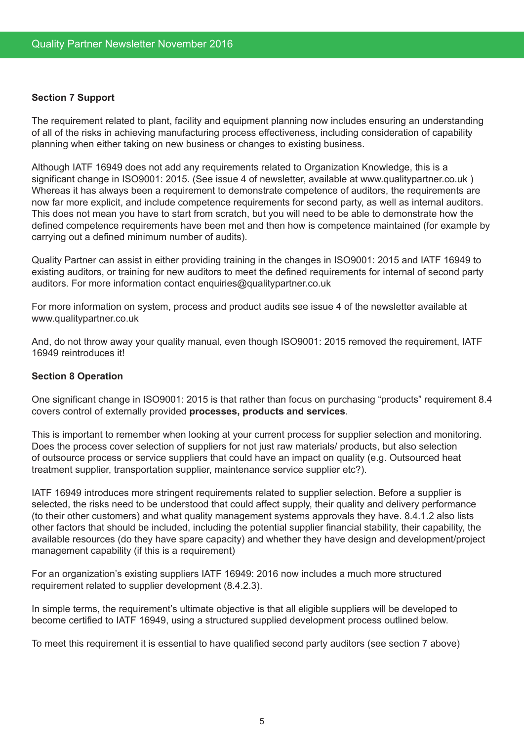**Section 7 Support**

The requirement related to plant, facility and equipment planning now includes ensuring an understanding of all of the risks in achieving manufacturing process effectiveness, including consideration of capability planning when either taking on new business or changes to existing business.

Although IATF 16949 does not add any requirements related to Organization Knowledge, this is a significant change in ISO9001: 2015. (See issue 4 of newsletter, available at www.qualitypartner.co.uk ) Whereas it has always been a requirement to demonstrate competence of auditors, the requirements are now far more explicit, and include competence requirements for second party, as well as internal auditors. This does not mean you have to start from scratch, but you will need to be able to demonstrate how the defined competence requirements have been met and then how is competence maintained (for example by carrying out a defined minimum number of audits).

Quality Partner can assist in either providing training in the changes in ISO9001: 2015 and IATF 16949 to existing auditors, or training for new auditors to meet the defined requirements for internal of second party auditors. For more information contact enquiries@qualitypartner.co.uk

For more information on system, process and product audits see issue 4 of the newsletter available at www.qualitypartner.co.uk

And, do not throw away your quality manual, even though ISO9001: 2015 removed the requirement, IATF 16949 reintroduces it!

**Section 8 Operation**

One significant change in ISO9001: 2015 is that rather than focus on purchasing "products" requirement 8.4 covers control of externally provided **processes, products and services**.

This is important to remember when looking at your current process for supplier selection and monitoring. Does the process cover selection of suppliers for not just raw materials/ products, but also selection of outsource process or service suppliers that could have an impact on quality (e.g. Outsourced heat treatment supplier, transportation supplier, maintenance service supplier etc?).

IATF 16949 introduces more stringent requirements related to supplier selection. Before a supplier is selected, the risks need to be understood that could affect supply, their quality and delivery performance (to their other customers) and what quality management systems approvals they have. 8.4.1.2 also lists other factors that should be included, including the potential supplier financial stability, their capability, the available resources (do they have spare capacity) and whether they have design and development/project management capability (if this is a requirement)

For an organization's existing suppliers IATF 16949: 2016 now includes a much more structured requirement related to supplier development (8.4.2.3).

In simple terms, the requirement's ultimate objective is that all eligible suppliers will be developed to become certified to IATF 16949, using a structured supplied development process outlined below.

To meet this requirement it is essential to have qualified second party auditors (see section 7 above)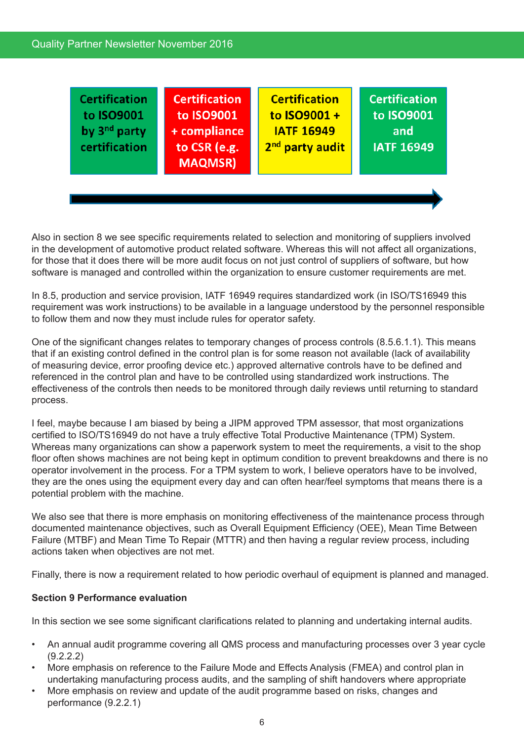| Certification to ISO9001 by 3rd party certification | Certification to ISO9001 + compliance to CSR (e.g. MAQMSR) | Certification to ISO9001 + IATF 16949 2nd party audit | Certification to ISO9001 and IATF 16949 |
| --- | --- | --- | --- |

Also in section 8 we see specific requirements related to selection and monitoring of suppliers involved in the development of automotive product related software. Whereas this will not affect all organizations, for those that it does there will be more audit focus on not just control of suppliers of software, but how software is managed and controlled within the organization to ensure customer requirements are met.

In 8.5, production and service provision, IATF 16949 requires standardized work (in ISO/TS16949 this requirement was work instructions) to be available in a language understood by the personnel responsible to follow them and now they must include rules for operator safety.

One of the significant changes relates to temporary changes of process controls (8.5.6.1.1). This means that if an existing control defined in the control plan is for some reason not available (lack of availability of measuring device, error proofing device etc.) approved alternative controls have to be defined and referenced in the control plan and have to be controlled using standardized work instructions. The effectiveness of the controls then needs to be monitored through daily reviews until returning to standard process.

I feel, maybe because I am biased by being a JIPM approved TPM assessor, that most organizations certified to ISO/TS16949 do not have a truly effective Total Productive Maintenance (TPM) System. Whereas many organizations can show a paperwork system to meet the requirements, a visit to the shop floor often shows machines are not being kept in optimum condition to prevent breakdowns and there is no operator involvement in the process. For a TPM system to work, I believe operators have to be involved, they are the ones using the equipment every day and can often hear/feel symptoms that means there is a potential problem with the machine.

We also see that there is more emphasis on monitoring effectiveness of the maintenance process through documented maintenance objectives, such as Overall Equipment Efficiency (OEE), Mean Time Between Failure (MTBF) and Mean Time To Repair (MTTR) and then having a regular review process, including actions taken when objectives are not met.

Finally, there is now a requirement related to how periodic overhaul of equipment is planned and managed.

**Section 9 Performance evaluation**

In this section we see some significant clarifications related to planning and undertaking internal audits.

- An annual audit programme covering all QMS process and manufacturing processes over 3 year cycle (9.2.2.2)
- More emphasis on reference to the Failure Mode and Effects Analysis (FMEA) and control plan in undertaking manufacturing process audits, and the sampling of shift handovers where appropriate
- More emphasis on review and update of the audit programme based on risks, changes and performance (9.2.2.1)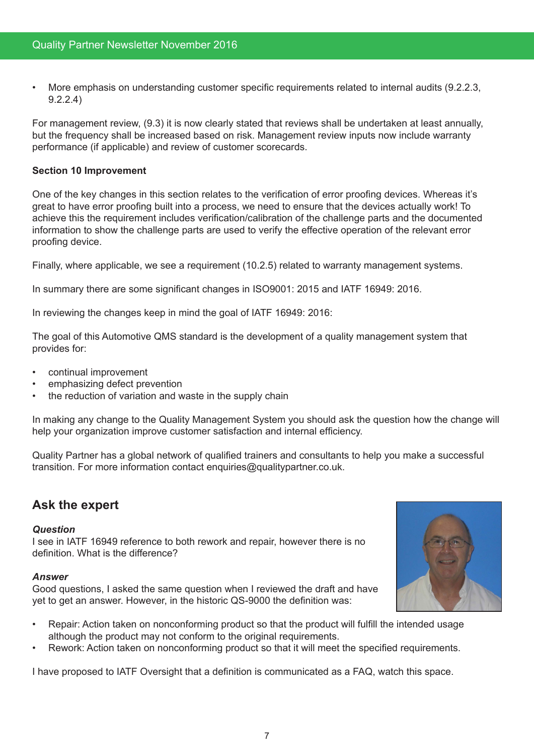- More emphasis on understanding customer specific requirements related to internal audits (9.2.2.3, 9.2.2.4)

For management review, (9.3) it is now clearly stated that reviews shall be undertaken at least annually, but the frequency shall be increased based on risk. Management review inputs now include warranty performance (if applicable) and review of customer scorecards.

**Section 10 Improvement**

One of the key changes in this section relates to the verification of error proofing devices. Whereas it's great to have error proofing built into a process, we need to ensure that the devices actually work! To achieve this the requirement includes verification/calibration of the challenge parts and the documented information to show the challenge parts are used to verify the effective operation of the relevant error proofing device.

Finally, where applicable, we see a requirement (10.2.5) related to warranty management systems.

In summary there are some significant changes in ISO9001: 2015 and IATF 16949: 2016.

In reviewing the changes keep in mind the goal of IATF 16949: 2016:

The goal of this Automotive QMS standard is the development of a quality management system that provides for:

- continual improvement
- emphasizing defect prevention
- the reduction of variation and waste in the supply chain

In making any change to the Quality Management System you should ask the question how the change will help your organization improve customer satisfaction and internal efficiency.

Quality Partner has a global network of qualified trainers and consultants to help you make a successful transition. For more information contact enquiries@qualitypartner.co.uk.

## Ask the expert

***Question***

I see in IATF 16949 reference to both rework and repair, however there is no definition. What is the difference?

***Answer***

Good questions, I asked the same question when I reviewed the draft and have yet to get an answer. However, in the historic QS-9000 the definition was:

- Repair: Action taken on nonconforming product so that the product will fulfill the intended usage although the product may not conform to the original requirements.
- Rework: Action taken on nonconforming product so that it will meet the specified requirements.

I have proposed to IATF Oversight that a definition is communicated as a FAQ, watch this space.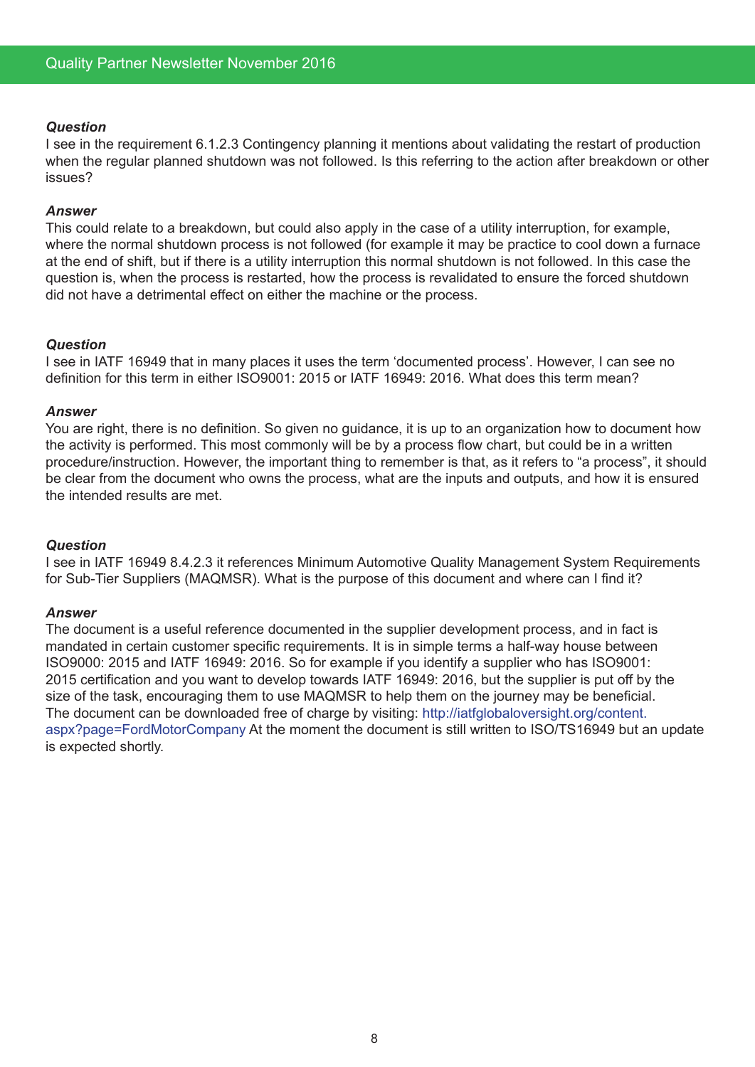***Question***

I see in the requirement 6.1.2.3 Contingency planning it mentions about validating the restart of production when the regular planned shutdown was not followed. Is this referring to the action after breakdown or other issues?

***Answer***

This could relate to a breakdown, but could also apply in the case of a utility interruption, for example, where the normal shutdown process is not followed (for example it may be practice to cool down a furnace at the end of shift, but if there is a utility interruption this normal shutdown is not followed. In this case the question is, when the process is restarted, how the process is revalidated to ensure the forced shutdown did not have a detrimental effect on either the machine or the process.

***Question***

I see in IATF 16949 that in many places it uses the term 'documented process'. However, I can see no definition for this term in either ISO9001: 2015 or IATF 16949: 2016. What does this term mean?

***Answer***

You are right, there is no definition. So given no guidance, it is up to an organization how to document how the activity is performed. This most commonly will be by a process flow chart, but could be in a written procedure/instruction. However, the important thing to remember is that, as it refers to "a process", it should be clear from the document who owns the process, what are the inputs and outputs, and how it is ensured the intended results are met.

***Question***

I see in IATF 16949 8.4.2.3 it references Minimum Automotive Quality Management System Requirements for Sub-Tier Suppliers (MAQMSR). What is the purpose of this document and where can I find it?

***Answer***

The document is a useful reference documented in the supplier development process, and in fact is mandated in certain customer specific requirements. It is in simple terms a half-way house between ISO9000: 2015 and IATF 16949: 2016. So for example if you identify a supplier who has ISO9001: 2015 certification and you want to develop towards IATF 16949: 2016, but the supplier is put off by the size of the task, encouraging them to use MAQMSR to help them on the journey may be beneficial. The document can be downloaded free of charge by visiting: http://iatfglobaloversight.org/content.aspx?page=FordMotorCompany At the moment the document is still written to ISO/TS16949 but an update is expected shortly.